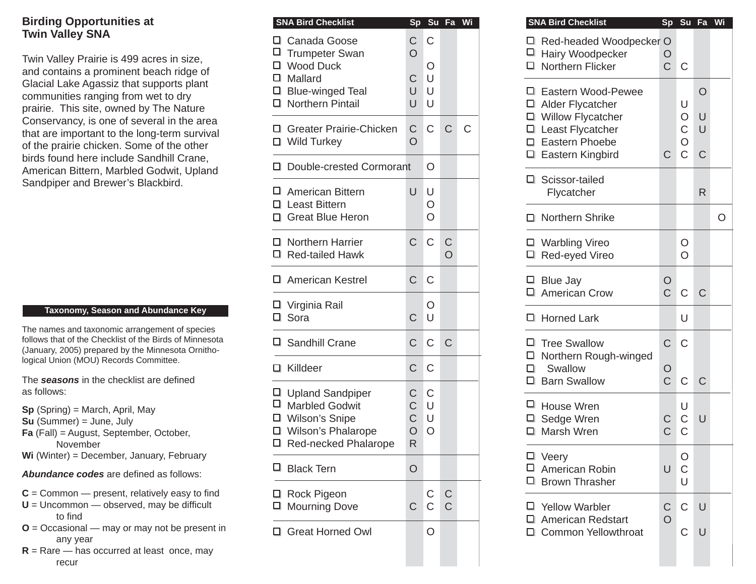## Birding Opportunities at Twin Valley SNA

Twin Valley Prairie is 499 acres in size, and contains a prominent beach ridge of Glacial Lake Agassiz that supports plant communities ranging from wet to dry prairie. This site, owned by The Nature Conservancy, is one of several in the area that are important to the long-term survival of the prairie chicken. Some of the other birds found here include Sandhill Crane, American Bittern, Marbled Godwit, Upland Sandpiper and Brewer's Blackbird.

### Taxonomy, Season and Abundance Key

The names and taxonomic arrangement of species follows that of the Checklist of the Birds of Minnesota (January, 2005) prepared by the Minnesota Ornithological Union (MOU) Records Committee.

The ***seasons*** in the checklist are defined as follows:

**Sp** (Spring) = March, April, May
**Su** (Summer) = June, July
**Fa** (Fall) = August, September, October, November
**Wi** (Winter) = December, January, February

***Abundance codes*** are defined as follows:

**C** = Common — present, relatively easy to find
**U** = Uncommon — observed, may be difficult to find
**O** = Occasional — may or may not be present in any year
**R** = Rare — has occurred at least once, may recur

| SNA Bird Checklist | Sp | Su | Fa | Wi |
|---|---|---|---|---|
| ☐ Canada Goose | C | C | | |
| ☐ Trumpeter Swan | O | | | |
| ☐ Wood Duck | | O | | |
| ☐ Mallard | C | U | | |
| ☐ Blue-winged Teal | U | U | | |
| ☐ Northern Pintail | U | U | | |
| ☐ Greater Prairie-Chicken | C | C | C | C |
| ☐ Wild Turkey | O | | | |
| ☐ Double-crested Cormorant | | O | | |
| ☐ American Bittern | U | U | | |
| ☐ Least Bittern | | O | | |
| ☐ Great Blue Heron | | O | | |
| ☐ Northern Harrier | C | C | C | |
| ☐ Red-tailed Hawk | | | O | |
| ☐ American Kestrel | C | C | | |
| ☐ Virginia Rail | | O | | |
| ☐ Sora | C | U | | |
| ☐ Sandhill Crane | C | C | C | |
| ☐ Killdeer | C | C | | |
| ☐ Upland Sandpiper | C | C | | |
| ☐ Marbled Godwit | C | U | | |
| ☐ Wilson's Snipe | C | U | | |
| ☐ Wilson's Phalarope | O | O | | |
| ☐ Red-necked Phalarope | R | | | |
| ☐ Black Tern | O | | | |
| ☐ Rock Pigeon | | C | C | |
| ☐ Mourning Dove | C | C | C | |
| ☐ Great Horned Owl | | O | | |

| SNA Bird Checklist | Sp | Su | Fa | Wi |
|---|---|---|---|---|
| ☐ Red-headed Woodpecker | O | | | |
| ☐ Hairy Woodpecker | O | | | |
| ☐ Northern Flicker | C | C | | |
| ☐ Eastern Wood-Pewee | | | O | |
| ☐ Alder Flycatcher | | U | | |
| ☐ Willow Flycatcher | | O | U | |
| ☐ Least Flycatcher | | C | U | |
| ☐ Eastern Phoebe | | O | | |
| ☐ Eastern Kingbird | C | C | C | |
| ☐ Scissor-tailed Flycatcher | | | R | |
| ☐ Northern Shrike | | | | O |
| ☐ Warbling Vireo | | O | | |
| ☐ Red-eyed Vireo | | O | | |
| ☐ Blue Jay | O | | | |
| ☐ American Crow | C | C | C | |
| ☐ Horned Lark | | U | | |
| ☐ Tree Swallow | C | C | | |
| ☐ Northern Rough-winged Swallow | O | | | |
| ☐ Barn Swallow | C | C | C | |
| ☐ House Wren | | U | | |
| ☐ Sedge Wren | C | C | U | |
| ☐ Marsh Wren | C | C | | |
| ☐ Veery | | O | | |
| ☐ American Robin | U | C | | |
| ☐ Brown Thrasher | | U | | |
| ☐ Yellow Warbler | C | C | U | |
| ☐ American Redstart | O | | | |
| ☐ Common Yellowthroat | | C | U | |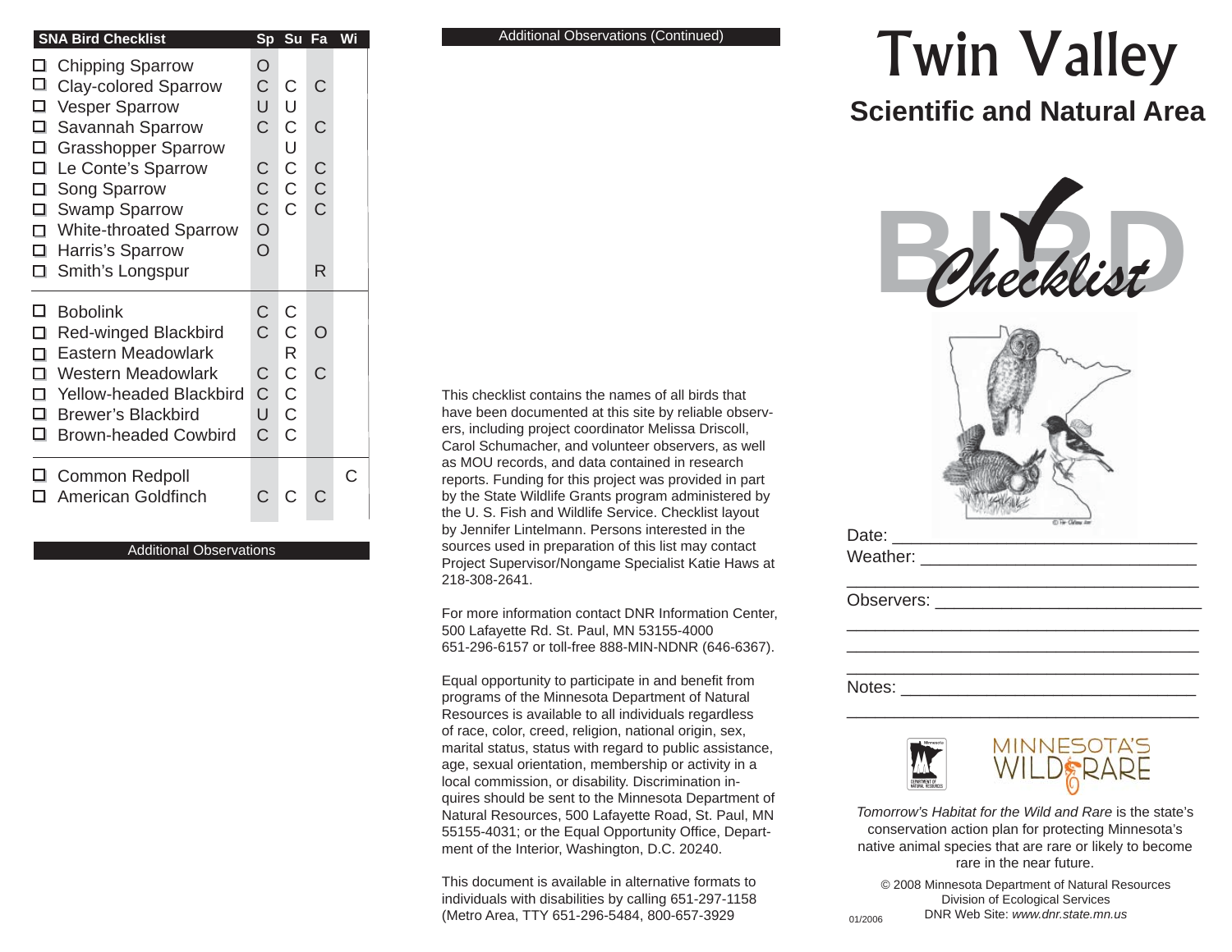| SNA Bird Checklist | Sp | Su | Fa | Wi |
|---|---|---|---|---|
| ☐ Chipping Sparrow | O | | | |
| ☐ Clay-colored Sparrow | C | C | C | |
| ☐ Vesper Sparrow | U | U | | |
| ☐ Savannah Sparrow | C | C | C | |
| ☐ Grasshopper Sparrow | | U | | |
| ☐ Le Conte's Sparrow | C | C | C | |
| ☐ Song Sparrow | C | C | C | |
| ☐ Swamp Sparrow | C | C | C | |
| ☐ White-throated Sparrow | O | | | |
| ☐ Harris's Sparrow | O | | | |
| ☐ Smith's Longspur | | | R | |
| ☐ Bobolink | C | C | | |
| ☐ Red-winged Blackbird | C | C | O | |
| ☐ Eastern Meadowlark | | R | | |
| ☐ Western Meadowlark | C | C | C | |
| ☐ Yellow-headed Blackbird | C | C | | |
| ☐ Brewer's Blackbird | U | C | | |
| ☐ Brown-headed Cowbird | C | C | | |
| ☐ Common Redpoll | | | | C |
| ☐ American Goldfinch | C | C | C | |

**Additional Observations**

**Additional Observations (Continued)**

This checklist contains the names of all birds that have been documented at this site by reliable observers, including project coordinator Melissa Driscoll, Carol Schumacher, and volunteer observers, as well as MOU records, and data contained in research reports. Funding for this project was provided in part by the State Wildlife Grants program administered by the U. S. Fish and Wildlife Service. Checklist layout by Jennifer Lintelmann. Persons interested in the sources used in preparation of this list may contact Project Supervisor/Nongame Specialist Katie Haws at 218-308-2641.

For more information contact DNR Information Center, 500 Lafayette Rd. St. Paul, MN 53155-4000 651-296-6157 or toll-free 888-MIN-NDNR (646-6367).

Equal opportunity to participate in and benefit from programs of the Minnesota Department of Natural Resources is available to all individuals regardless of race, color, creed, religion, national origin, sex, marital status, status with regard to public assistance, age, sexual orientation, membership or activity in a local commission, or disability. Discrimination inquires should be sent to the Minnesota Department of Natural Resources, 500 Lafayette Road, St. Paul, MN 55155-4031; or the Equal Opportunity Office, Department of the Interior, Washington, D.C. 20240.

This document is available in alternative formats to individuals with disabilities by calling 651-297-1158 (Metro Area, TTY 651-296-5484, 800-657-3929

# Twin Valley

## Scientific and Natural Area

BIRD Checklist

Date: ______________________________

Weather: ______________________________

______________________________

Observers: ______________________________

______________________________

______________________________

______________________________

Notes: ______________________________

______________________________

MINNESOTA'S WILD & RARE

*Tomorrow's Habitat for the Wild and Rare* is the state's conservation action plan for protecting Minnesota's native animal species that are rare or likely to become rare in the near future.

© 2008 Minnesota Department of Natural Resources
Division of Ecological Services
DNR Web Site: *www.dnr.state.mn.us*

01/2006